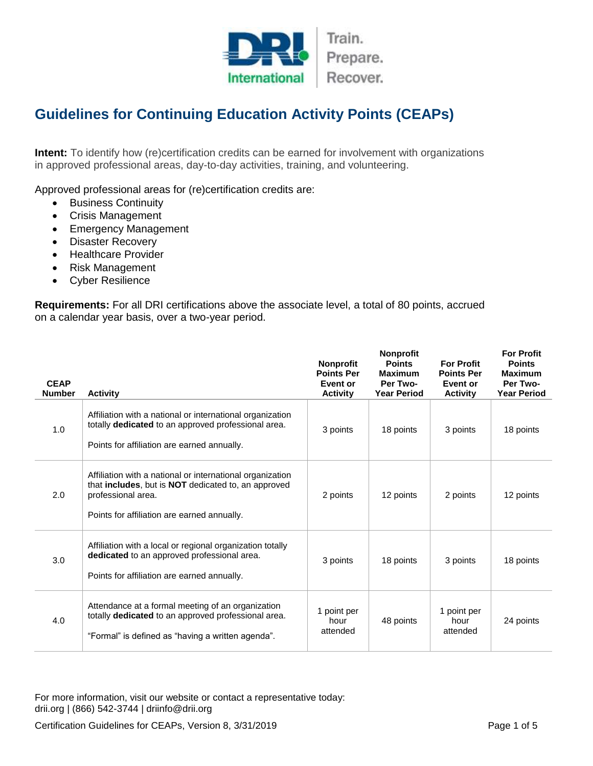Train.
Prepare.
Recover.

# Guidelines for Continuing Education Activity Points (CEAPs)

**Intent:** To identify how (re)certification credits can be earned for involvement with organizations in approved professional areas, day-to-day activities, training, and volunteering.

Approved professional areas for (re)certification credits are:

- Business Continuity
- Crisis Management
- Emergency Management
- Disaster Recovery
- Healthcare Provider
- Risk Management
- Cyber Resilience

**Requirements:** For all DRI certifications above the associate level, a total of 80 points, accrued on a calendar year basis, over a two-year period.

| CEAP Number | Activity | Nonprofit Points Per Event or Activity | Nonprofit Points Maximum Per Two-Year Period | For Profit Points Per Event or Activity | For Profit Points Maximum Per Two-Year Period |
|---|---|---|---|---|---|
| 1.0 | Affiliation with a national or international organization totally **dedicated** to an approved professional area.<br><br>Points for affiliation are earned annually. | 3 points | 18 points | 3 points | 18 points |
| 2.0 | Affiliation with a national or international organization that **includes**, but is **NOT** dedicated to, an approved professional area.<br><br>Points for affiliation are earned annually. | 2 points | 12 points | 2 points | 12 points |
| 3.0 | Affiliation with a local or regional organization totally **dedicated** to an approved professional area.<br><br>Points for affiliation are earned annually. | 3 points | 18 points | 3 points | 18 points |
| 4.0 | Attendance at a formal meeting of an organization totally **dedicated** to an approved professional area.<br><br>"Formal" is defined as "having a written agenda". | 1 point per hour attended | 48 points | 1 point per hour attended | 24 points |

For more information, visit our website or contact a representative today:
drii.org | (866) 542-3744 | driinfo@drii.org

Certification Guidelines for CEAPs, Version 8, 3/31/2019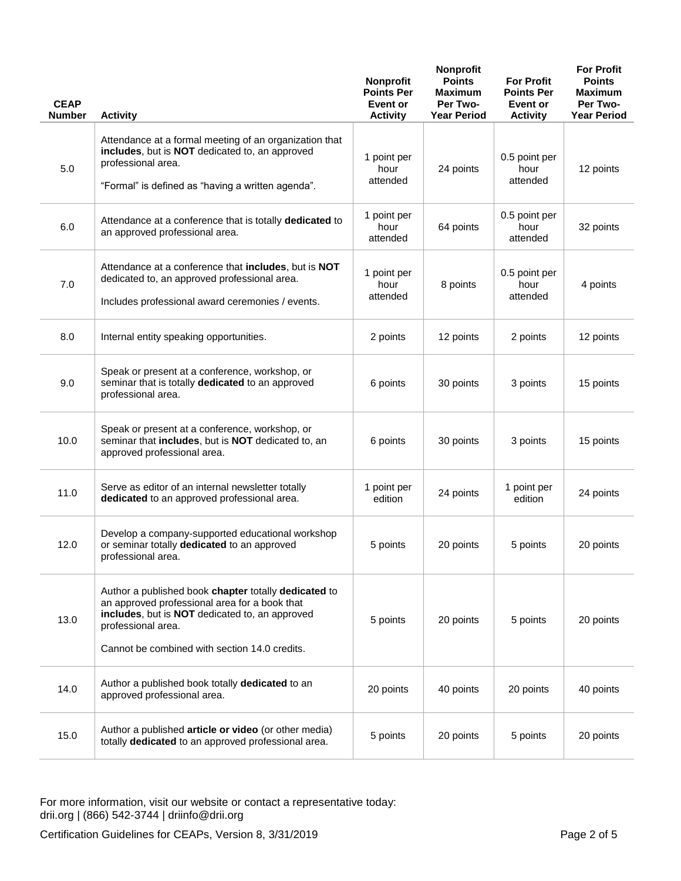| CEAP Number | Activity | Nonprofit Points Per Event or Activity | Nonprofit Points Maximum Per Two-Year Period | For Profit Points Per Event or Activity | For Profit Points Maximum Per Two-Year Period |
|---|---|---|---|---|---|
| 5.0 | Attendance at a formal meeting of an organization that **includes**, but is **NOT** dedicated to, an approved professional area.<br><br>"Formal" is defined as "having a written agenda". | 1 point per hour attended | 24 points | 0.5 point per hour attended | 12 points |
| 6.0 | Attendance at a conference that is totally **dedicated** to an approved professional area. | 1 point per hour attended | 64 points | 0.5 point per hour attended | 32 points |
| 7.0 | Attendance at a conference that **includes**, but is **NOT** dedicated to, an approved professional area.<br><br>Includes professional award ceremonies / events. | 1 point per hour attended | 8 points | 0.5 point per hour attended | 4 points |
| 8.0 | Internal entity speaking opportunities. | 2 points | 12 points | 2 points | 12 points |
| 9.0 | Speak or present at a conference, workshop, or seminar that is totally **dedicated** to an approved professional area. | 6 points | 30 points | 3 points | 15 points |
| 10.0 | Speak or present at a conference, workshop, or seminar that **includes**, but is **NOT** dedicated to, an approved professional area. | 6 points | 30 points | 3 points | 15 points |
| 11.0 | Serve as editor of an internal newsletter totally **dedicated** to an approved professional area. | 1 point per edition | 24 points | 1 point per edition | 24 points |
| 12.0 | Develop a company-supported educational workshop or seminar totally **dedicated** to an approved professional area. | 5 points | 20 points | 5 points | 20 points |
| 13.0 | Author a published book **chapter** totally **dedicated** to an approved professional area for a book that **includes**, but is **NOT** dedicated to, an approved professional area.<br><br>Cannot be combined with section 14.0 credits. | 5 points | 20 points | 5 points | 20 points |
| 14.0 | Author a published book totally **dedicated** to an approved professional area. | 20 points | 40 points | 20 points | 40 points |
| 15.0 | Author a published **article or video** (or other media) totally **dedicated** to an approved professional area. | 5 points | 20 points | 5 points | 20 points |

For more information, visit our website or contact a representative today:
drii.org | (866) 542-3744 | driinfo@drii.org

Certification Guidelines for CEAPs, Version 8, 3/31/2019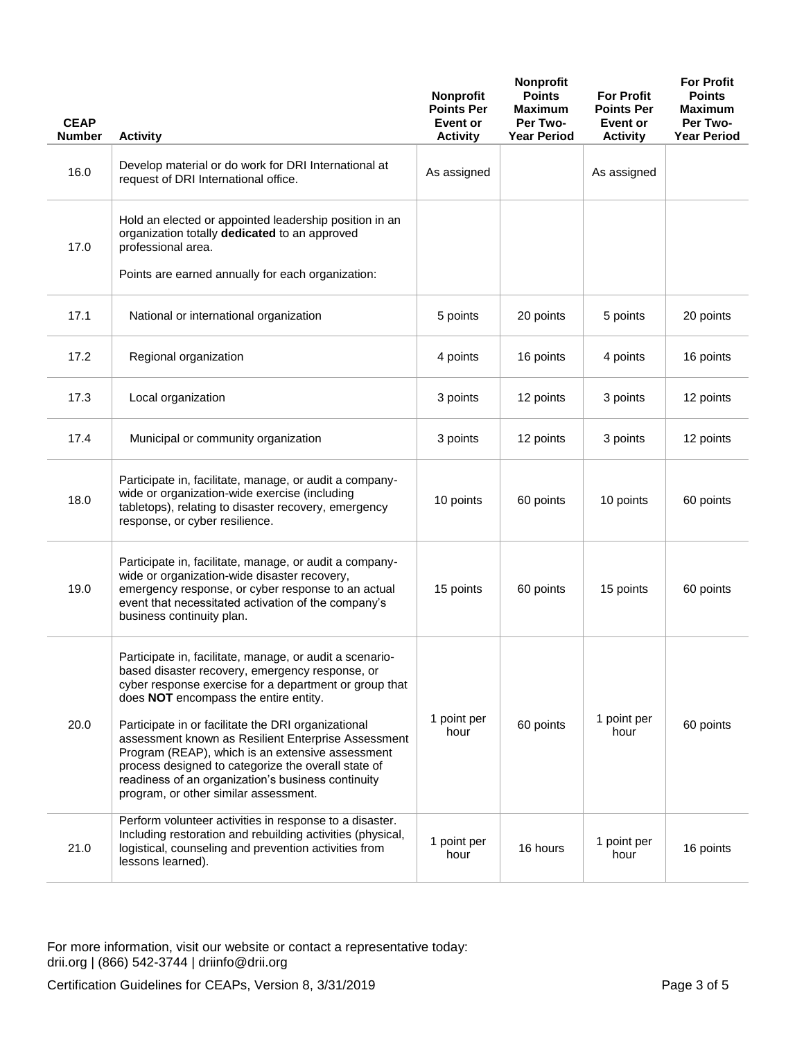| CEAP Number | Activity | Nonprofit Points Per Event or Activity | Nonprofit Points Maximum Per Two-Year Period | For Profit Points Per Event or Activity | For Profit Points Maximum Per Two-Year Period |
|---|---|---|---|---|---|
| 16.0 | Develop material or do work for DRI International at request of DRI International office. | As assigned | | As assigned | |
| 17.0 | Hold an elected or appointed leadership position in an organization totally **dedicated** to an approved professional area.<br><br>Points are earned annually for each organization: | | | | |
| 17.1 | National or international organization | 5 points | 20 points | 5 points | 20 points |
| 17.2 | Regional organization | 4 points | 16 points | 4 points | 16 points |
| 17.3 | Local organization | 3 points | 12 points | 3 points | 12 points |
| 17.4 | Municipal or community organization | 3 points | 12 points | 3 points | 12 points |
| 18.0 | Participate in, facilitate, manage, or audit a company-wide or organization-wide exercise (including tabletops), relating to disaster recovery, emergency response, or cyber resilience. | 10 points | 60 points | 10 points | 60 points |
| 19.0 | Participate in, facilitate, manage, or audit a company-wide or organization-wide disaster recovery, emergency response, or cyber response to an actual event that necessitated activation of the company's business continuity plan. | 15 points | 60 points | 15 points | 60 points |
| 20.0 | Participate in, facilitate, manage, or audit a scenario-based disaster recovery, emergency response, or cyber response exercise for a department or group that does **NOT** encompass the entire entity.<br><br>Participate in or facilitate the DRI organizational assessment known as Resilient Enterprise Assessment Program (REAP), which is an extensive assessment process designed to categorize the overall state of readiness of an organization's business continuity program, or other similar assessment. | 1 point per hour | 60 points | 1 point per hour | 60 points |
| 21.0 | Perform volunteer activities in response to a disaster. Including restoration and rebuilding activities (physical, logistical, counseling and prevention activities from lessons learned). | 1 point per hour | 16 hours | 1 point per hour | 16 points |

For more information, visit our website or contact a representative today:
drii.org | (866) 542-3744 | driinfo@drii.org

Certification Guidelines for CEAPs, Version 8, 3/31/2019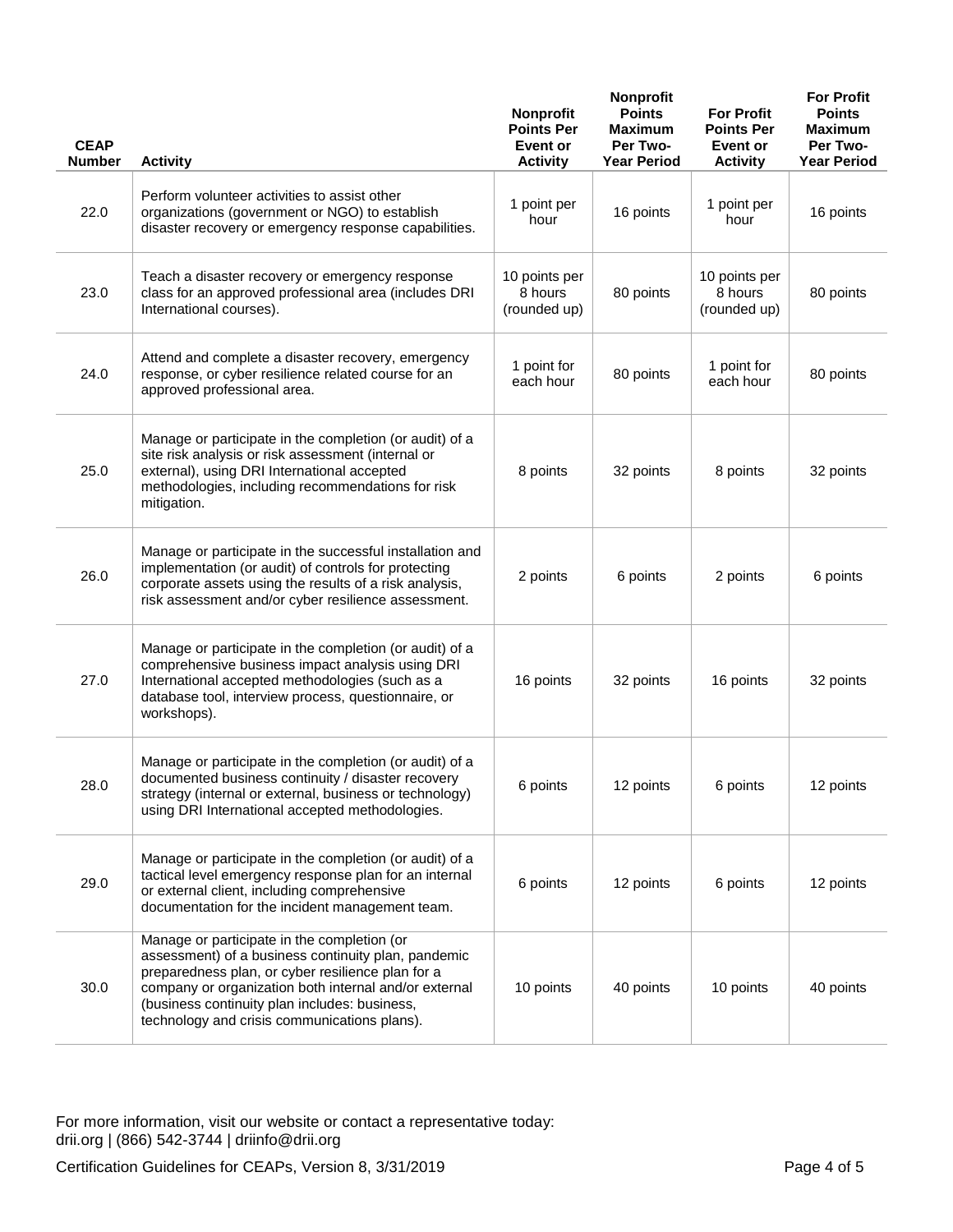| CEAP Number | Activity | Nonprofit Points Per Event or Activity | Nonprofit Points Maximum Per Two-Year Period | For Profit Points Per Event or Activity | For Profit Points Maximum Per Two-Year Period |
|---|---|---|---|---|---|
| 22.0 | Perform volunteer activities to assist other organizations (government or NGO) to establish disaster recovery or emergency response capabilities. | 1 point per hour | 16 points | 1 point per hour | 16 points |
| 23.0 | Teach a disaster recovery or emergency response class for an approved professional area (includes DRI International courses). | 10 points per 8 hours (rounded up) | 80 points | 10 points per 8 hours (rounded up) | 80 points |
| 24.0 | Attend and complete a disaster recovery, emergency response, or cyber resilience related course for an approved professional area. | 1 point for each hour | 80 points | 1 point for each hour | 80 points |
| 25.0 | Manage or participate in the completion (or audit) of a site risk analysis or risk assessment (internal or external), using DRI International accepted methodologies, including recommendations for risk mitigation. | 8 points | 32 points | 8 points | 32 points |
| 26.0 | Manage or participate in the successful installation and implementation (or audit) of controls for protecting corporate assets using the results of a risk analysis, risk assessment and/or cyber resilience assessment. | 2 points | 6 points | 2 points | 6 points |
| 27.0 | Manage or participate in the completion (or audit) of a comprehensive business impact analysis using DRI International accepted methodologies (such as a database tool, interview process, questionnaire, or workshops). | 16 points | 32 points | 16 points | 32 points |
| 28.0 | Manage or participate in the completion (or audit) of a documented business continuity / disaster recovery strategy (internal or external, business or technology) using DRI International accepted methodologies. | 6 points | 12 points | 6 points | 12 points |
| 29.0 | Manage or participate in the completion (or audit) of a tactical level emergency response plan for an internal or external client, including comprehensive documentation for the incident management team. | 6 points | 12 points | 6 points | 12 points |
| 30.0 | Manage or participate in the completion (or assessment) of a business continuity plan, pandemic preparedness plan, or cyber resilience plan for a company or organization both internal and/or external (business continuity plan includes: business, technology and crisis communications plans). | 10 points | 40 points | 10 points | 40 points |

For more information, visit our website or contact a representative today:
drii.org | (866) 542-3744 | driinfo@drii.org

Certification Guidelines for CEAPs, Version 8, 3/31/2019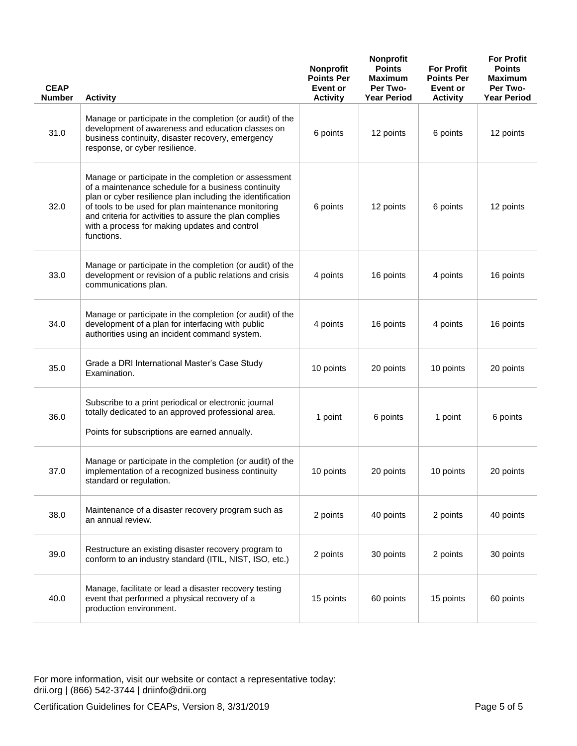| CEAP Number | Activity | Nonprofit Points Per Event or Activity | Nonprofit Points Maximum Per Two-Year Period | For Profit Points Per Event or Activity | For Profit Points Maximum Per Two-Year Period |
|---|---|---|---|---|---|
| 31.0 | Manage or participate in the completion (or audit) of the development of awareness and education classes on business continuity, disaster recovery, emergency response, or cyber resilience. | 6 points | 12 points | 6 points | 12 points |
| 32.0 | Manage or participate in the completion or assessment of a maintenance schedule for a business continuity plan or cyber resilience plan including the identification of tools to be used for plan maintenance monitoring and criteria for activities to assure the plan complies with a process for making updates and control functions. | 6 points | 12 points | 6 points | 12 points |
| 33.0 | Manage or participate in the completion (or audit) of the development or revision of a public relations and crisis communications plan. | 4 points | 16 points | 4 points | 16 points |
| 34.0 | Manage or participate in the completion (or audit) of the development of a plan for interfacing with public authorities using an incident command system. | 4 points | 16 points | 4 points | 16 points |
| 35.0 | Grade a DRI International Master's Case Study Examination. | 10 points | 20 points | 10 points | 20 points |
| 36.0 | Subscribe to a print periodical or electronic journal totally dedicated to an approved professional area.<br><br>Points for subscriptions are earned annually. | 1 point | 6 points | 1 point | 6 points |
| 37.0 | Manage or participate in the completion (or audit) of the implementation of a recognized business continuity standard or regulation. | 10 points | 20 points | 10 points | 20 points |
| 38.0 | Maintenance of a disaster recovery program such as an annual review. | 2 points | 40 points | 2 points | 40 points |
| 39.0 | Restructure an existing disaster recovery program to conform to an industry standard (ITIL, NIST, ISO, etc.) | 2 points | 30 points | 2 points | 30 points |
| 40.0 | Manage, facilitate or lead a disaster recovery testing event that performed a physical recovery of a production environment. | 15 points | 60 points | 15 points | 60 points |

For more information, visit our website or contact a representative today:
drii.org | (866) 542-3744 | driinfo@drii.org

Certification Guidelines for CEAPs, Version 8, 3/31/2019